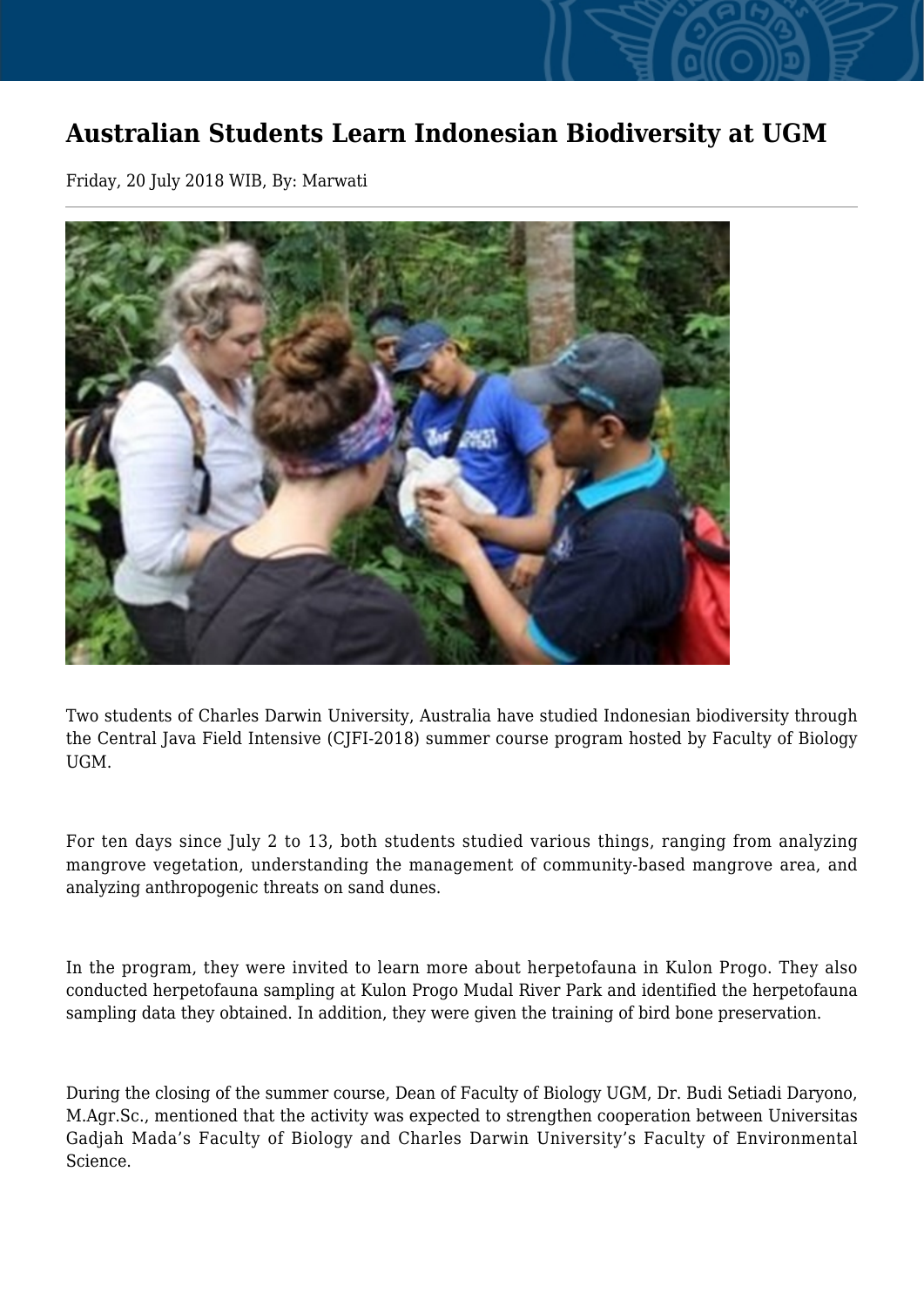# Australian Students Learn Indonesian Biodiversity at UGM

Friday, 20 July 2018 WIB, By: Marwati

---

Two students of Charles Darwin University, Australia have studied Indonesian biodiversity through the Central Java Field Intensive (CJFI-2018) summer course program hosted by Faculty of Biology UGM.

For ten days since July 2 to 13, both students studied various things, ranging from analyzing mangrove vegetation, understanding the management of community-based mangrove area, and analyzing anthropogenic threats on sand dunes.

In the program, they were invited to learn more about herpetofauna in Kulon Progo. They also conducted herpetofauna sampling at Kulon Progo Mudal River Park and identified the herpetofauna sampling data they obtained. In addition, they were given the training of bird bone preservation.

During the closing of the summer course, Dean of Faculty of Biology UGM, Dr. Budi Setiadi Daryono, M.Agr.Sc., mentioned that the activity was expected to strengthen cooperation between Universitas Gadjah Mada's Faculty of Biology and Charles Darwin University's Faculty of Environmental Science.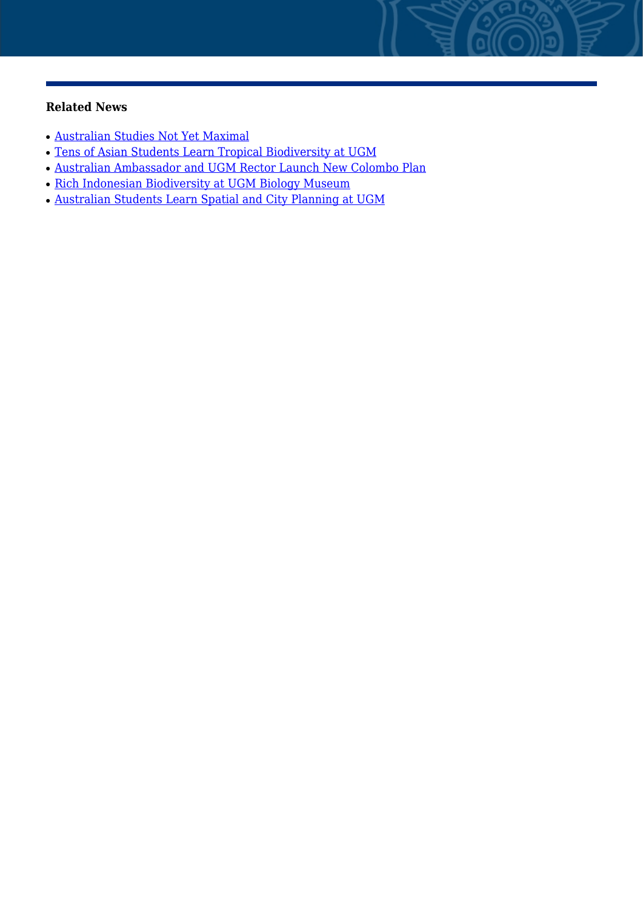### Related News

- Australian Studies Not Yet Maximal
- Tens of Asian Students Learn Tropical Biodiversity at UGM
- Australian Ambassador and UGM Rector Launch New Colombo Plan
- Rich Indonesian Biodiversity at UGM Biology Museum
- Australian Students Learn Spatial and City Planning at UGM